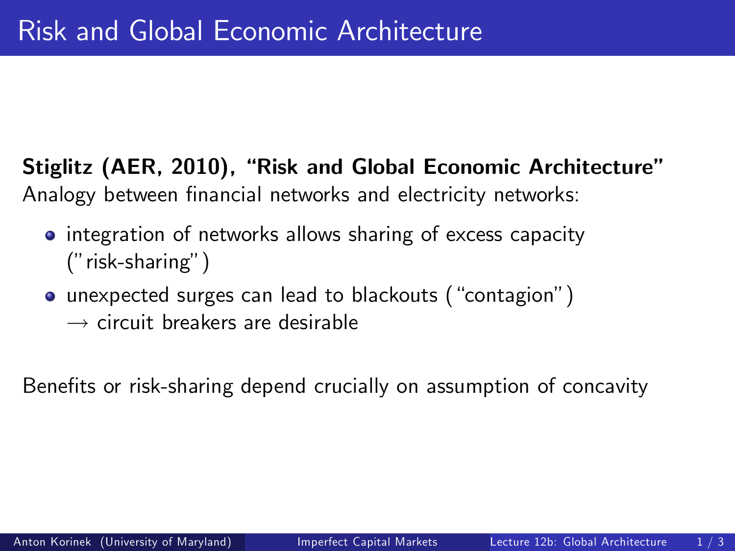# Risk and Global Economic Architecture

**Stiglitz (AER, 2010), "Risk and Global Economic Architecture"**
Analogy between financial networks and electricity networks:

- integration of networks allows sharing of excess capacity ("risk-sharing")
- unexpected surges can lead to blackouts ("contagion")
  $\rightarrow$ circuit breakers are desirable

Benefits or risk-sharing depend crucially on assumption of concavity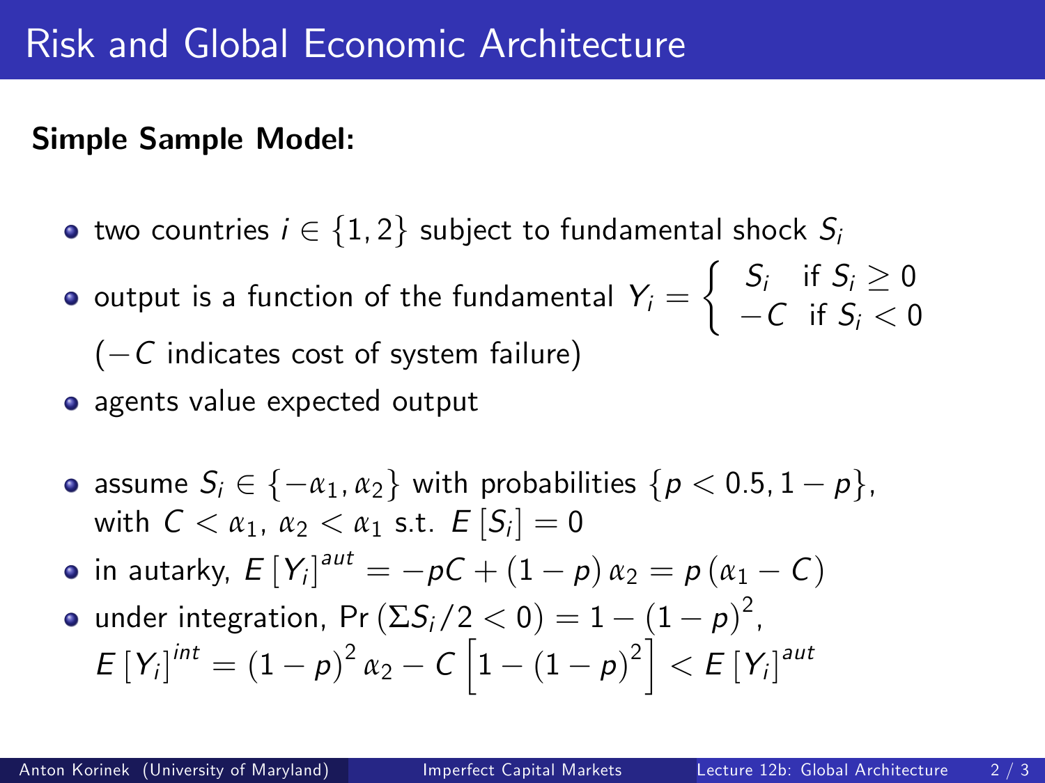# Risk and Global Economic Architecture

**Simple Sample Model:**

- two countries $i \in \{1, 2\}$ subject to fundamental shock $S_i$
- output is a function of the fundamental $Y_i = \begin{cases} S_i & \text{if } S_i \geq 0 \\ -C & \text{if } S_i < 0 \end{cases}$

  ($-C$ indicates cost of system failure)
- agents value expected output

- assume $S_i \in \{-\alpha_1, \alpha_2\}$ with probabilities $\{p < 0.5, 1-p\}$, with $C < \alpha_1$, $\alpha_2 < \alpha_1$ s.t. $E[S_i] = 0$
- in autarky, $E[Y_i]^{aut} = -pC + (1-p)\alpha_2 = p(\alpha_1 - C)$
- under integration, $\Pr(\Sigma S_i/2 < 0) = 1 - (1-p)^2$,
  $E[Y_i]^{int} = (1-p)^2 \alpha_2 - C\left[1 - (1-p)^2\right] < E[Y_i]^{aut}$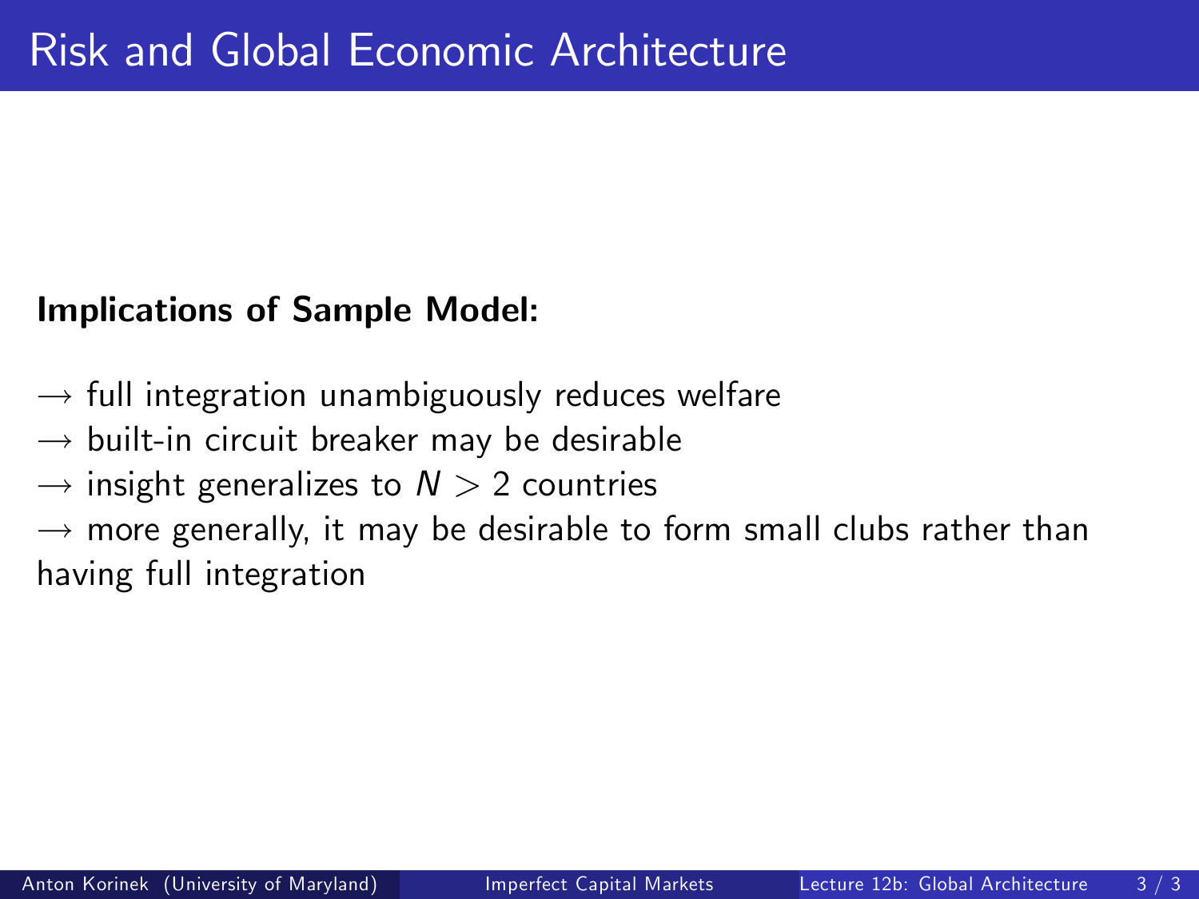# Risk and Global Economic Architecture

**Implications of Sample Model:**

→ full integration unambiguously reduces welfare
→ built-in circuit breaker may be desirable
→ insight generalizes to $N > 2$ countries
→ more generally, it may be desirable to form small clubs rather than having full integration